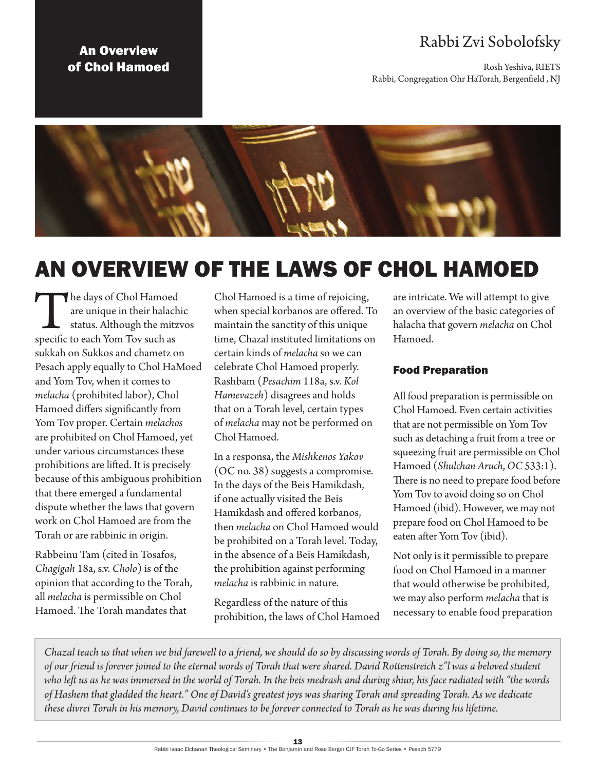An Overview of Chol Hamoed

Rabbi Zvi Sobolofsky

Rosh Yeshiva, RIETS
Rabbi, Congregation Ohr HaTorah, Bergenfield , NJ

# AN OVERVIEW OF THE LAWS OF CHOL HAMOED

The days of Chol Hamoed are unique in their halachic status. Although the mitzvos specific to each Yom Tov such as sukkah on Sukkos and chametz on Pesach apply equally to Chol HaMoed and Yom Tov, when it comes to *melacha* (prohibited labor), Chol Hamoed differs significantly from Yom Tov proper. Certain *melachos* are prohibited on Chol Hamoed, yet under various circumstances these prohibitions are lifted. It is precisely because of this ambiguous prohibition that there emerged a fundamental dispute whether the laws that govern work on Chol Hamoed are from the Torah or are rabbinic in origin.

Rabbeinu Tam (cited in Tosafos, *Chagigah* 18a, s.v. *Cholo*) is of the opinion that according to the Torah, all *melacha* is permissible on Chol Hamoed. The Torah mandates that Chol Hamoed is a time of rejoicing, when special korbanos are offered. To maintain the sanctity of this unique time, Chazal instituted limitations on certain kinds of *melacha* so we can celebrate Chol Hamoed properly. Rashbam (*Pesachim* 118a, s.v. *Kol Hamevazeh*) disagrees and holds that on a Torah level, certain types of *melacha* may not be performed on Chol Hamoed.

In a responsa, the *Mishkenos Yakov* (OC no. 38) suggests a compromise. In the days of the Beis Hamikdash, if one actually visited the Beis Hamikdash and offered korbanos, then *melacha* on Chol Hamoed would be prohibited on a Torah level. Today, in the absence of a Beis Hamikdash, the prohibition against performing *melacha* is rabbinic in nature.

Regardless of the nature of this prohibition, the laws of Chol Hamoed are intricate. We will attempt to give an overview of the basic categories of halacha that govern *melacha* on Chol Hamoed.

## Food Preparation

All food preparation is permissible on Chol Hamoed. Even certain activities that are not permissible on Yom Tov such as detaching a fruit from a tree or squeezing fruit are permissible on Chol Hamoed (*Shulchan Aruch*, *OC* 533:1). There is no need to prepare food before Yom Tov to avoid doing so on Chol Hamoed (ibid). However, we may not prepare food on Chol Hamoed to be eaten after Yom Tov (ibid).

Not only is it permissible to prepare food on Chol Hamoed in a manner that would otherwise be prohibited, we may also perform *melacha* that is necessary to enable food preparation

*Chazal teach us that when we bid farewell to a friend, we should do so by discussing words of Torah. By doing so, the memory of our friend is forever joined to the eternal words of Torah that were shared. David Rottenstreich z"l was a beloved student who left us as he was immersed in the world of Torah. In the beis medrash and during shiur, his face radiated with "the words of Hashem that gladded the heart." One of David's greatest joys was sharing Torah and spreading Torah. As we dedicate these divrei Torah in his memory, David continues to be forever connected to Torah as he was during his lifetime.*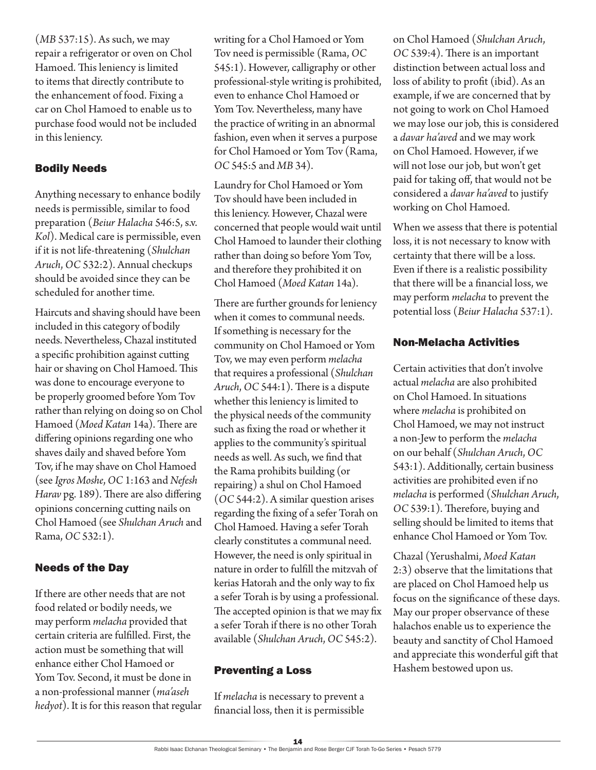(*MB* 537:15). As such, we may repair a refrigerator or oven on Chol Hamoed. This leniency is limited to items that directly contribute to the enhancement of food. Fixing a car on Chol Hamoed to enable us to purchase food would not be included in this leniency.

### Bodily Needs

Anything necessary to enhance bodily needs is permissible, similar to food preparation (*Beiur Halacha* 546:5, s.v. *Kol*). Medical care is permissible, even if it is not life-threatening (*Shulchan Aruch*, *OC* 532:2). Annual checkups should be avoided since they can be scheduled for another time.

Haircuts and shaving should have been included in this category of bodily needs. Nevertheless, Chazal instituted a specific prohibition against cutting hair or shaving on Chol Hamoed. This was done to encourage everyone to be properly groomed before Yom Tov rather than relying on doing so on Chol Hamoed (*Moed Katan* 14a). There are differing opinions regarding one who shaves daily and shaved before Yom Tov, if he may shave on Chol Hamoed (see *Igros Moshe*, *OC* 1:163 and *Nefesh Harav* pg. 189). There are also differing opinions concerning cutting nails on Chol Hamoed (see *Shulchan Aruch* and Rama, *OC* 532:1).

### Needs of the Day

If there are other needs that are not food related or bodily needs, we may perform *melacha* provided that certain criteria are fulfilled. First, the action must be something that will enhance either Chol Hamoed or Yom Tov. Second, it must be done in a non-professional manner (*ma'aseh hedyot*). It is for this reason that regular writing for a Chol Hamoed or Yom Tov need is permissible (Rama, *OC* 545:1). However, calligraphy or other professional-style writing is prohibited, even to enhance Chol Hamoed or Yom Tov. Nevertheless, many have the practice of writing in an abnormal fashion, even when it serves a purpose for Chol Hamoed or Yom Tov (Rama, *OC* 545:5 and *MB* 34).

Laundry for Chol Hamoed or Yom Tov should have been included in this leniency. However, Chazal were concerned that people would wait until Chol Hamoed to launder their clothing rather than doing so before Yom Tov, and therefore they prohibited it on Chol Hamoed (*Moed Katan* 14a).

There are further grounds for leniency when it comes to communal needs. If something is necessary for the community on Chol Hamoed or Yom Tov, we may even perform *melacha* that requires a professional (*Shulchan Aruch*, *OC* 544:1). There is a dispute whether this leniency is limited to the physical needs of the community such as fixing the road or whether it applies to the community's spiritual needs as well. As such, we find that the Rama prohibits building (or repairing) a shul on Chol Hamoed (*OC* 544:2). A similar question arises regarding the fixing of a sefer Torah on Chol Hamoed. Having a sefer Torah clearly constitutes a communal need. However, the need is only spiritual in nature in order to fulfill the mitzvah of kerias Hatorah and the only way to fix a sefer Torah is by using a professional. The accepted opinion is that we may fix a sefer Torah if there is no other Torah available (*Shulchan Aruch*, *OC* 545:2).

### Preventing a Loss

If *melacha* is necessary to prevent a financial loss, then it is permissible on Chol Hamoed (*Shulchan Aruch*, *OC* 539:4). There is an important distinction between actual loss and loss of ability to profit (ibid). As an example, if we are concerned that by not going to work on Chol Hamoed we may lose our job, this is considered a *davar ha'aved* and we may work on Chol Hamoed. However, if we will not lose our job, but won't get paid for taking off, that would not be considered a *davar ha'aved* to justify working on Chol Hamoed.

When we assess that there is potential loss, it is not necessary to know with certainty that there will be a loss. Even if there is a realistic possibility that there will be a financial loss, we may perform *melacha* to prevent the potential loss (*Beiur Halacha* 537:1).

### Non-Melacha Activities

Certain activities that don't involve actual *melacha* are also prohibited on Chol Hamoed. In situations where *melacha* is prohibited on Chol Hamoed, we may not instruct a non-Jew to perform the *melacha* on our behalf (*Shulchan Aruch*, *OC* 543:1). Additionally, certain business activities are prohibited even if no *melacha* is performed (*Shulchan Aruch*, *OC* 539:1). Therefore, buying and selling should be limited to items that enhance Chol Hamoed or Yom Tov.

Chazal (Yerushalmi, *Moed Katan* 2:3) observe that the limitations that are placed on Chol Hamoed help us focus on the significance of these days. May our proper observance of these halachos enable us to experience the beauty and sanctity of Chol Hamoed and appreciate this wonderful gift that Hashem bestowed upon us.